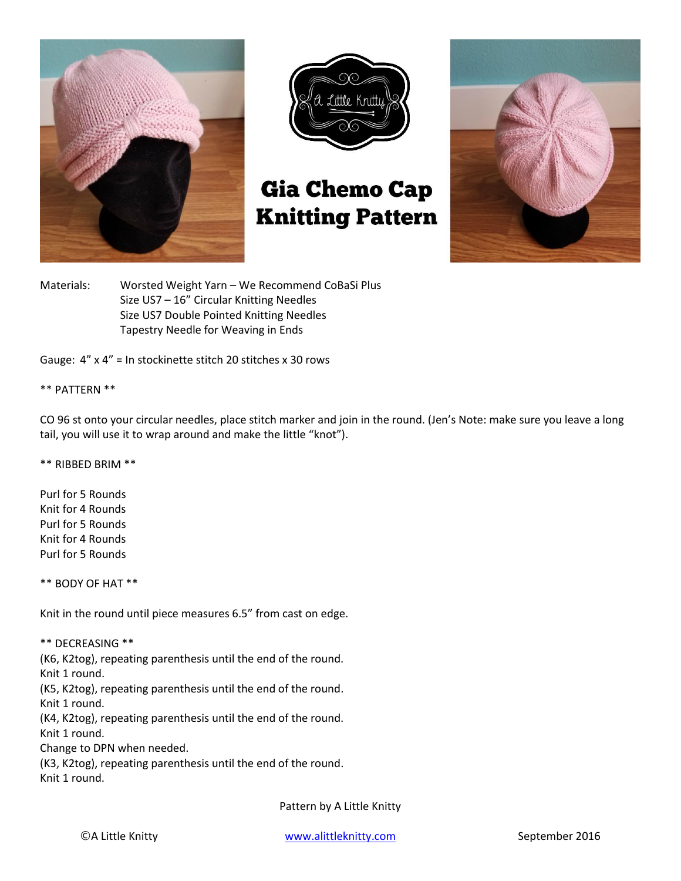# Gia Chemo Cap Knitting Pattern

Materials: Worsted Weight Yarn – We Recommend CoBaSi Plus
Size US7 – 16" Circular Knitting Needles
Size US7 Double Pointed Knitting Needles
Tapestry Needle for Weaving in Ends

Gauge: 4" x 4" = In stockinette stitch 20 stitches x 30 rows

** PATTERN **

CO 96 st onto your circular needles, place stitch marker and join in the round. (Jen's Note: make sure you leave a long tail, you will use it to wrap around and make the little "knot").

** RIBBED BRIM **

Purl for 5 Rounds
Knit for 4 Rounds
Purl for 5 Rounds
Knit for 4 Rounds
Purl for 5 Rounds

** BODY OF HAT **

Knit in the round until piece measures 6.5" from cast on edge.

** DECREASING **
(K6, K2tog), repeating parenthesis until the end of the round.
Knit 1 round.
(K5, K2tog), repeating parenthesis until the end of the round.
Knit 1 round.
(K4, K2tog), repeating parenthesis until the end of the round.
Knit 1 round.
Change to DPN when needed.
(K3, K2tog), repeating parenthesis until the end of the round.
Knit 1 round.

Pattern by A Little Knitty

©A Little Knitty www.alittleknitty.com September 2016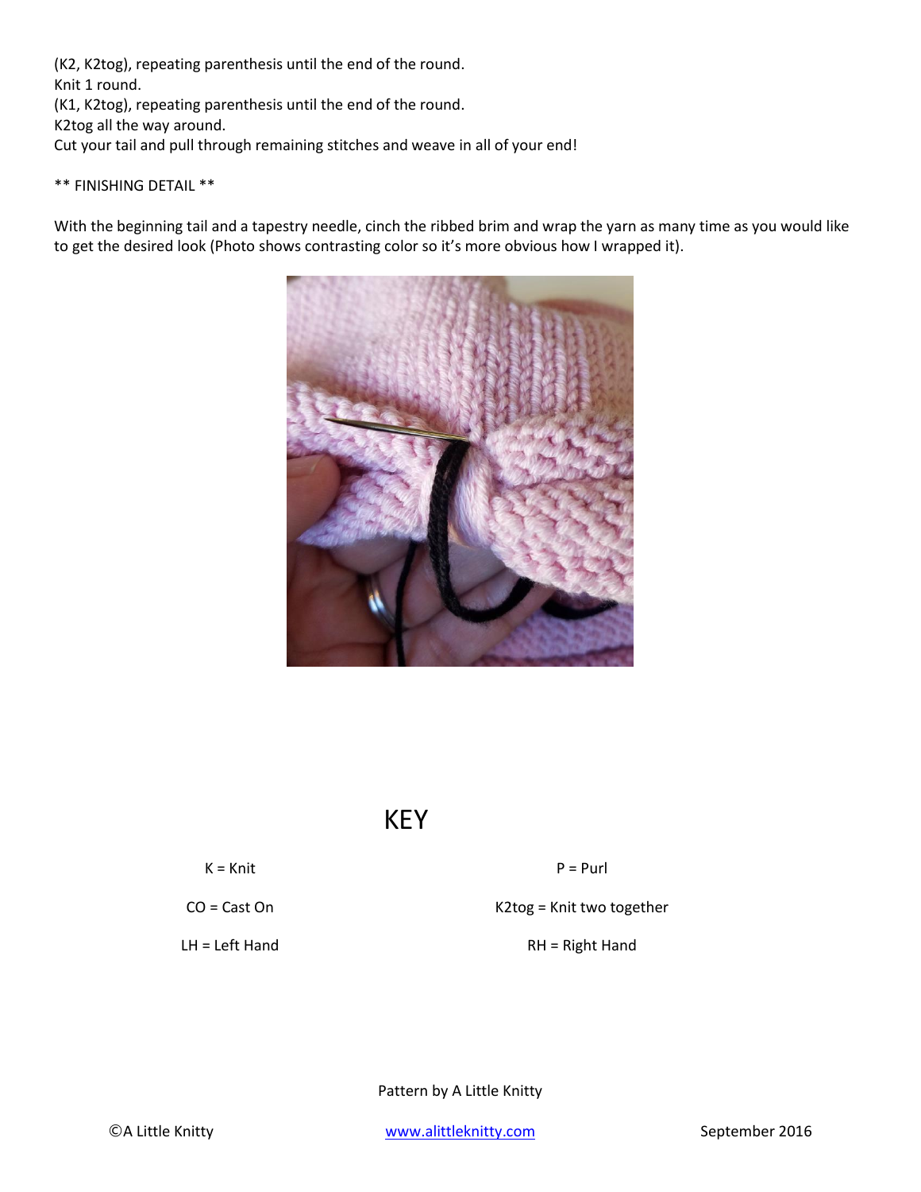(K2, K2tog), repeating parenthesis until the end of the round.
Knit 1 round.
(K1, K2tog), repeating parenthesis until the end of the round.
K2tog all the way around.
Cut your tail and pull through remaining stitches and weave in all of your end!

** FINISHING DETAIL **

With the beginning tail and a tapestry needle, cinch the ribbed brim and wrap the yarn as many time as you would like to get the desired look (Photo shows contrasting color so it's more obvious how I wrapped it).

## KEY

| | |
|---|---|
| K = Knit | P = Purl |
| CO = Cast On | K2tog = Knit two together |
| LH = Left Hand | RH = Right Hand |

Pattern by A Little Knitty

©A Little Knitty    www.alittleknitty.com    September 2016